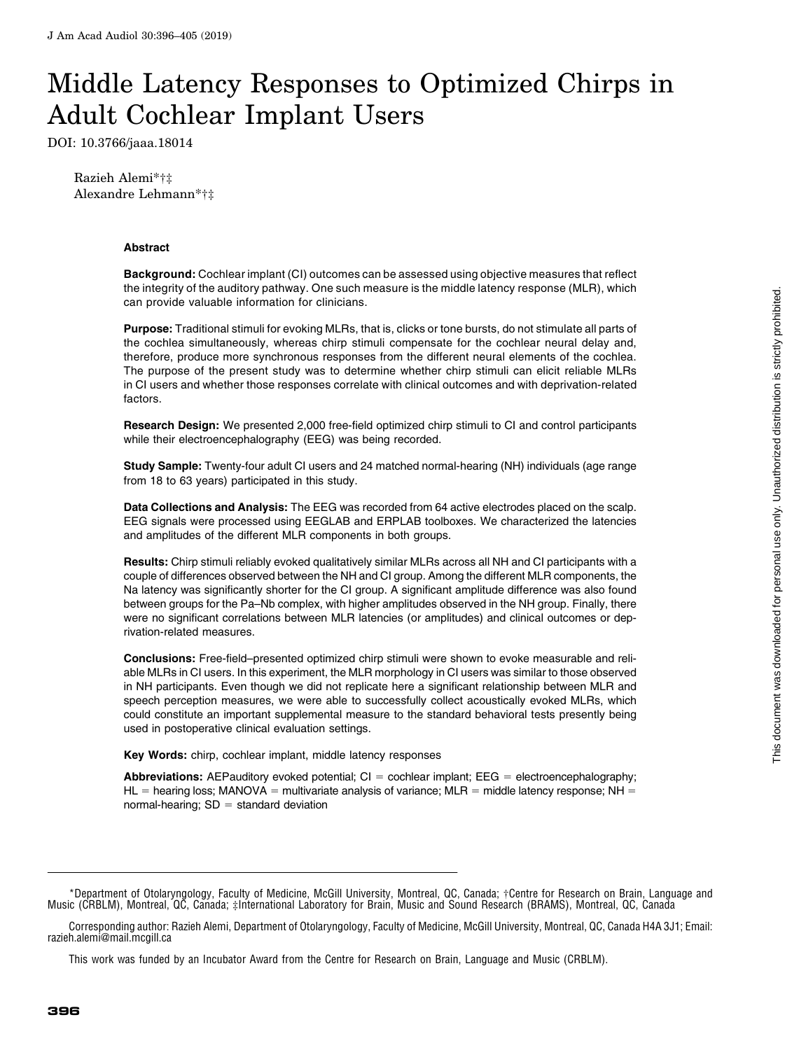# Middle Latency Responses to Optimized Chirps in Adult Cochlear Implant Users

DOI: 10.3766/jaaa.18014

Razieh Alemi*†‡
Alexandre Lehmann*†‡

### Abstract

**Background:** Cochlear implant (CI) outcomes can be assessed using objective measures that reflect the integrity of the auditory pathway. One such measure is the middle latency response (MLR), which can provide valuable information for clinicians.

**Purpose:** Traditional stimuli for evoking MLRs, that is, clicks or tone bursts, do not stimulate all parts of the cochlea simultaneously, whereas chirp stimuli compensate for the cochlear neural delay and, therefore, produce more synchronous responses from the different neural elements of the cochlea. The purpose of the present study was to determine whether chirp stimuli can elicit reliable MLRs in CI users and whether those responses correlate with clinical outcomes and with deprivation-related factors.

**Research Design:** We presented 2,000 free-field optimized chirp stimuli to CI and control participants while their electroencephalography (EEG) was being recorded.

**Study Sample:** Twenty-four adult CI users and 24 matched normal-hearing (NH) individuals (age range from 18 to 63 years) participated in this study.

**Data Collections and Analysis:** The EEG was recorded from 64 active electrodes placed on the scalp. EEG signals were processed using EEGLAB and ERPLAB toolboxes. We characterized the latencies and amplitudes of the different MLR components in both groups.

**Results:** Chirp stimuli reliably evoked qualitatively similar MLRs across all NH and CI participants with a couple of differences observed between the NH and CI group. Among the different MLR components, the Na latency was significantly shorter for the CI group. A significant amplitude difference was also found between groups for the Pa–Nb complex, with higher amplitudes observed in the NH group. Finally, there were no significant correlations between MLR latencies (or amplitudes) and clinical outcomes or deprivation-related measures.

**Conclusions:** Free-field–presented optimized chirp stimuli were shown to evoke measurable and reliable MLRs in CI users. In this experiment, the MLR morphology in CI users was similar to those observed in NH participants. Even though we did not replicate here a significant relationship between MLR and speech perception measures, we were able to successfully collect acoustically evoked MLRs, which could constitute an important supplemental measure to the standard behavioral tests presently being used in postoperative clinical evaluation settings.

**Key Words:** chirp, cochlear implant, middle latency responses

**Abbreviations:** AEPauditory evoked potential; CI = cochlear implant; EEG = electroencephalography; HL = hearing loss; MANOVA = multivariate analysis of variance; MLR = middle latency response; NH = normal-hearing; SD = standard deviation

---

*Department of Otolaryngology, Faculty of Medicine, McGill University, Montreal, QC, Canada; †Centre for Research on Brain, Language and Music (CRBLM), Montreal, QC, Canada; ‡International Laboratory for Brain, Music and Sound Research (BRAMS), Montreal, QC, Canada

Corresponding author: Razieh Alemi, Department of Otolaryngology, Faculty of Medicine, McGill University, Montreal, QC, Canada H4A 3J1; Email: razieh.alemi@mail.mcgill.ca

This work was funded by an Incubator Award from the Centre for Research on Brain, Language and Music (CRBLM).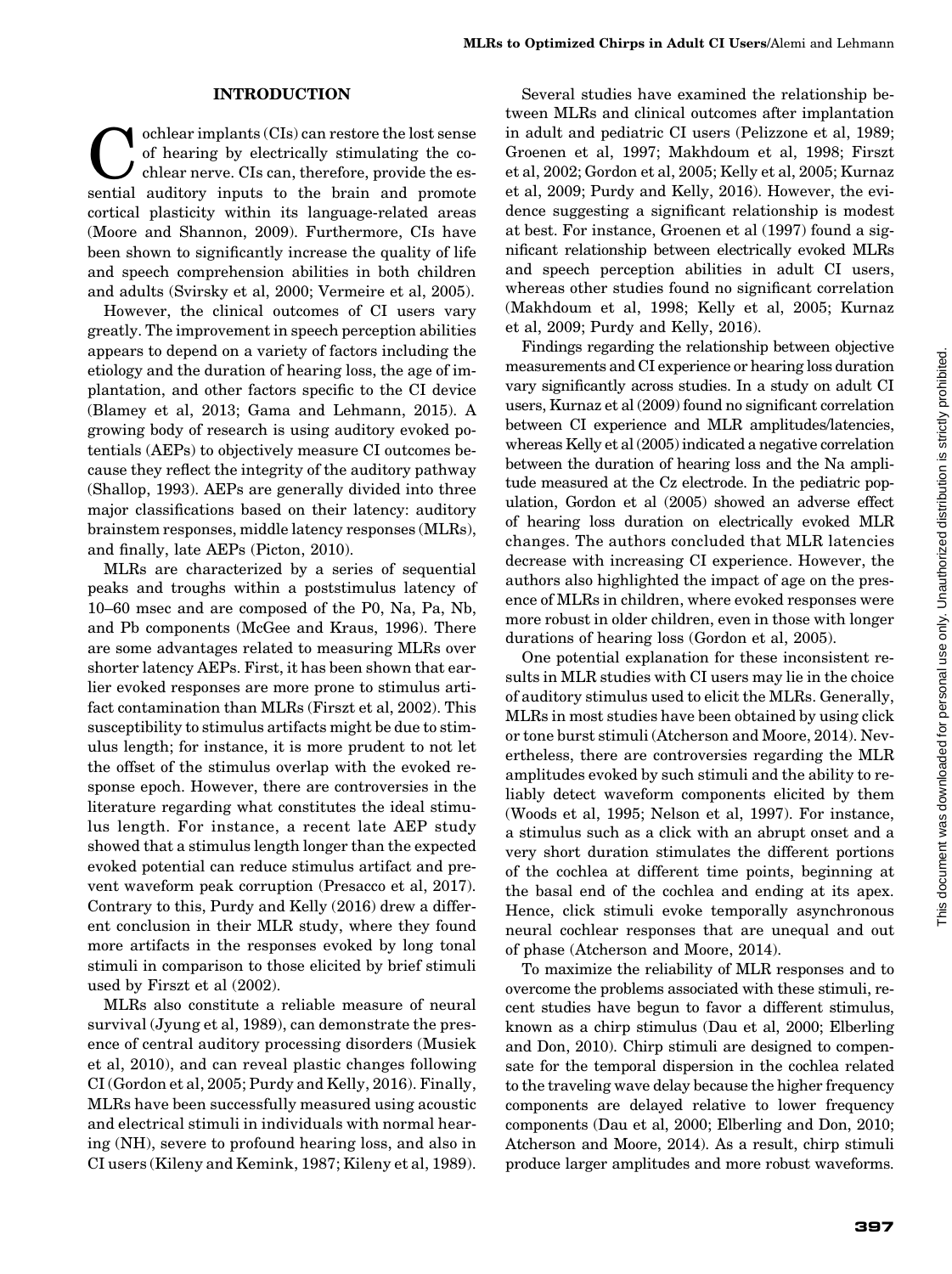## INTRODUCTION

Cochlear implants (CIs) can restore the lost sense of hearing by electrically stimulating the cochlear nerve. CIs can, therefore, provide the essential auditory inputs to the brain and promote cortical plasticity within its language-related areas (Moore and Shannon, 2009). Furthermore, CIs have been shown to significantly increase the quality of life and speech comprehension abilities in both children and adults (Svirsky et al, 2000; Vermeire et al, 2005).

However, the clinical outcomes of CI users vary greatly. The improvement in speech perception abilities appears to depend on a variety of factors including the etiology and the duration of hearing loss, the age of implantation, and other factors specific to the CI device (Blamey et al, 2013; Gama and Lehmann, 2015). A growing body of research is using auditory evoked potentials (AEPs) to objectively measure CI outcomes because they reflect the integrity of the auditory pathway (Shallop, 1993). AEPs are generally divided into three major classifications based on their latency: auditory brainstem responses, middle latency responses (MLRs), and finally, late AEPs (Picton, 2010).

MLRs are characterized by a series of sequential peaks and troughs within a poststimulus latency of 10–60 msec and are composed of the P0, Na, Pa, Nb, and Pb components (McGee and Kraus, 1996). There are some advantages related to measuring MLRs over shorter latency AEPs. First, it has been shown that earlier evoked responses are more prone to stimulus artifact contamination than MLRs (Firszt et al, 2002). This susceptibility to stimulus artifacts might be due to stimulus length; for instance, it is more prudent to not let the offset of the stimulus overlap with the evoked response epoch. However, there are controversies in the literature regarding what constitutes the ideal stimulus length. For instance, a recent late AEP study showed that a stimulus length longer than the expected evoked potential can reduce stimulus artifact and prevent waveform peak corruption (Presacco et al, 2017). Contrary to this, Purdy and Kelly (2016) drew a different conclusion in their MLR study, where they found more artifacts in the responses evoked by long tonal stimuli in comparison to those elicited by brief stimuli used by Firszt et al (2002).

MLRs also constitute a reliable measure of neural survival (Jyung et al, 1989), can demonstrate the presence of central auditory processing disorders (Musiek et al, 2010), and can reveal plastic changes following CI (Gordon et al, 2005; Purdy and Kelly, 2016). Finally, MLRs have been successfully measured using acoustic and electrical stimuli in individuals with normal hearing (NH), severe to profound hearing loss, and also in CI users (Kileny and Kemink, 1987; Kileny et al, 1989).

Several studies have examined the relationship between MLRs and clinical outcomes after implantation in adult and pediatric CI users (Pelizzone et al, 1989; Groenen et al, 1997; Makhdoum et al, 1998; Firszt et al, 2002; Gordon et al, 2005; Kelly et al, 2005; Kurnaz et al, 2009; Purdy and Kelly, 2016). However, the evidence suggesting a significant relationship is modest at best. For instance, Groenen et al (1997) found a significant relationship between electrically evoked MLRs and speech perception abilities in adult CI users, whereas other studies found no significant correlation (Makhdoum et al, 1998; Kelly et al, 2005; Kurnaz et al, 2009; Purdy and Kelly, 2016).

Findings regarding the relationship between objective measurements and CI experience or hearing loss duration vary significantly across studies. In a study on adult CI users, Kurnaz et al (2009) found no significant correlation between CI experience and MLR amplitudes/latencies, whereas Kelly et al (2005) indicated a negative correlation between the duration of hearing loss and the Na amplitude measured at the Cz electrode. In the pediatric population, Gordon et al (2005) showed an adverse effect of hearing loss duration on electrically evoked MLR changes. The authors concluded that MLR latencies decrease with increasing CI experience. However, the authors also highlighted the impact of age on the presence of MLRs in children, where evoked responses were more robust in older children, even in those with longer durations of hearing loss (Gordon et al, 2005).

One potential explanation for these inconsistent results in MLR studies with CI users may lie in the choice of auditory stimulus used to elicit the MLRs. Generally, MLRs in most studies have been obtained by using click or tone burst stimuli (Atcherson and Moore, 2014). Nevertheless, there are controversies regarding the MLR amplitudes evoked by such stimuli and the ability to reliably detect waveform components elicited by them (Woods et al, 1995; Nelson et al, 1997). For instance, a stimulus such as a click with an abrupt onset and a very short duration stimulates the different portions of the cochlea at different time points, beginning at the basal end of the cochlea and ending at its apex. Hence, click stimuli evoke temporally asynchronous neural cochlear responses that are unequal and out of phase (Atcherson and Moore, 2014).

To maximize the reliability of MLR responses and to overcome the problems associated with these stimuli, recent studies have begun to favor a different stimulus, known as a chirp stimulus (Dau et al, 2000; Elberling and Don, 2010). Chirp stimuli are designed to compensate for the temporal dispersion in the cochlea related to the traveling wave delay because the higher frequency components are delayed relative to lower frequency components (Dau et al, 2000; Elberling and Don, 2010; Atcherson and Moore, 2014). As a result, chirp stimuli produce larger amplitudes and more robust waveforms.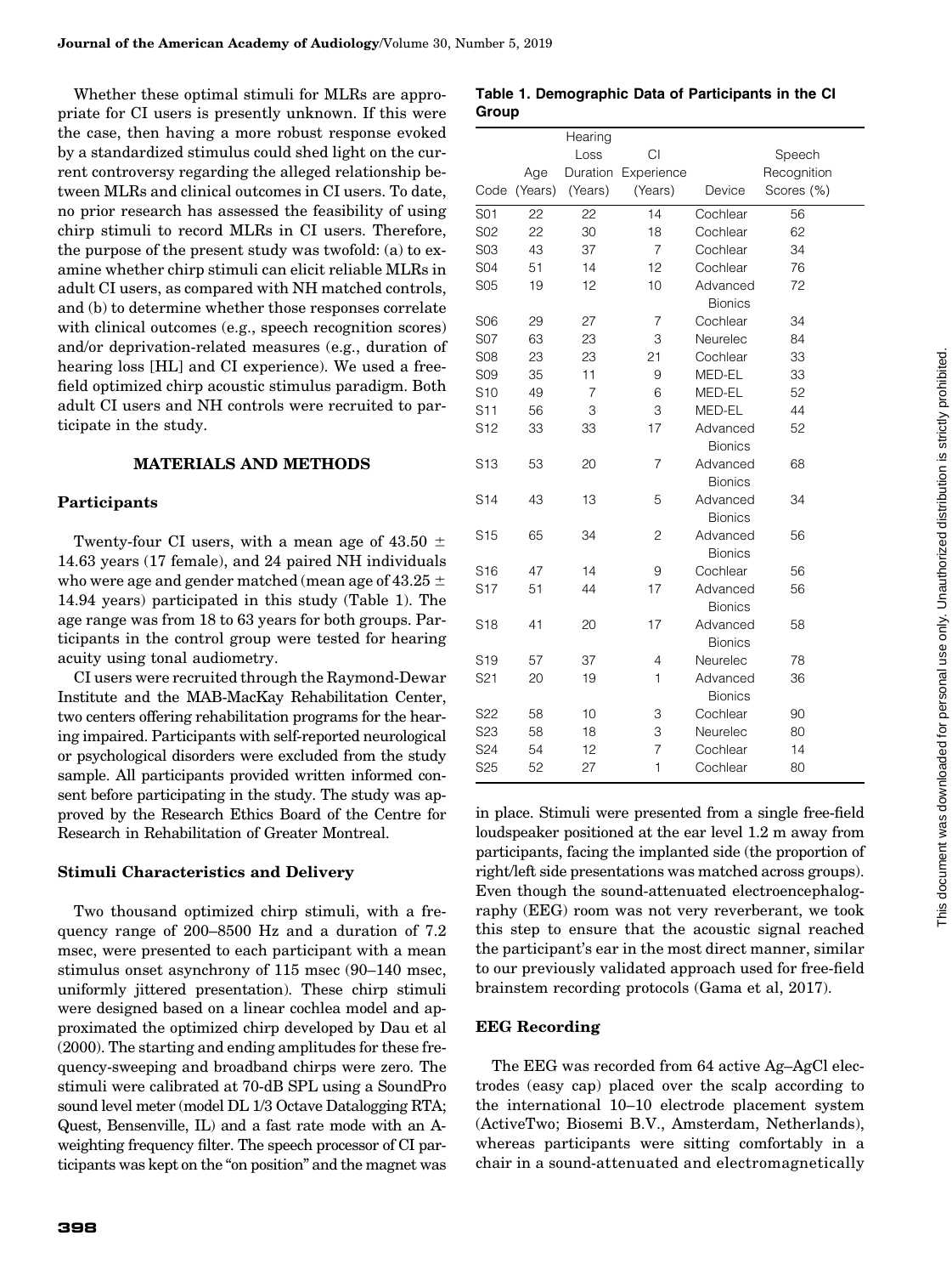Whether these optimal stimuli for MLRs are appropriate for CI users is presently unknown. If this were the case, then having a more robust response evoked by a standardized stimulus could shed light on the current controversy regarding the alleged relationship between MLRs and clinical outcomes in CI users. To date, no prior research has assessed the feasibility of using chirp stimuli to record MLRs in CI users. Therefore, the purpose of the present study was twofold: (a) to examine whether chirp stimuli can elicit reliable MLRs in adult CI users, as compared with NH matched controls, and (b) to determine whether those responses correlate with clinical outcomes (e.g., speech recognition scores) and/or deprivation-related measures (e.g., duration of hearing loss [HL] and CI experience). We used a free-field optimized chirp acoustic stimulus paradigm. Both adult CI users and NH controls were recruited to participate in the study.

## MATERIALS AND METHODS

### Participants

Twenty-four CI users, with a mean age of 43.50 ± 14.63 years (17 female), and 24 paired NH individuals who were age and gender matched (mean age of 43.25 ± 14.94 years) participated in this study (Table 1). The age range was from 18 to 63 years for both groups. Participants in the control group were tested for hearing acuity using tonal audiometry.

CI users were recruited through the Raymond-Dewar Institute and the MAB-MacKay Rehabilitation Center, two centers offering rehabilitation programs for the hearing impaired. Participants with self-reported neurological or psychological disorders were excluded from the study sample. All participants provided written informed consent before participating in the study. The study was approved by the Research Ethics Board of the Centre for Research in Rehabilitation of Greater Montreal.

**Table 1. Demographic Data of Participants in the CI Group**

| Code | Age (Years) | Hearing Loss Duration (Years) | CI Experience (Years) | Device | Speech Recognition Scores (%) |
|---|---|---|---|---|---|
| S01 | 22 | 22 | 14 | Cochlear | 56 |
| S02 | 22 | 30 | 18 | Cochlear | 62 |
| S03 | 43 | 37 | 7 | Cochlear | 34 |
| S04 | 51 | 14 | 12 | Cochlear | 76 |
| S05 | 19 | 12 | 10 | Advanced Bionics | 72 |
| S06 | 29 | 27 | 7 | Cochlear | 34 |
| S07 | 63 | 23 | 3 | Neurelec | 84 |
| S08 | 23 | 23 | 21 | Cochlear | 33 |
| S09 | 35 | 11 | 9 | MED-EL | 33 |
| S10 | 49 | 7 | 6 | MED-EL | 52 |
| S11 | 56 | 3 | 3 | MED-EL | 44 |
| S12 | 33 | 33 | 17 | Advanced Bionics | 52 |
| S13 | 53 | 20 | 7 | Advanced Bionics | 68 |
| S14 | 43 | 13 | 5 | Advanced Bionics | 34 |
| S15 | 65 | 34 | 2 | Advanced Bionics | 56 |
| S16 | 47 | 14 | 9 | Cochlear | 56 |
| S17 | 51 | 44 | 17 | Advanced Bionics | 56 |
| S18 | 41 | 20 | 17 | Advanced Bionics | 58 |
| S19 | 57 | 37 | 4 | Neurelec | 78 |
| S21 | 20 | 19 | 1 | Advanced Bionics | 36 |
| S22 | 58 | 10 | 3 | Cochlear | 90 |
| S23 | 58 | 18 | 3 | Neurelec | 80 |
| S24 | 54 | 12 | 7 | Cochlear | 14 |
| S25 | 52 | 27 | 1 | Cochlear | 80 |

### Stimuli Characteristics and Delivery

Two thousand optimized chirp stimuli, with a frequency range of 200–8500 Hz and a duration of 7.2 msec, were presented to each participant with a mean stimulus onset asynchrony of 115 msec (90–140 msec, uniformly jittered presentation). These chirp stimuli were designed based on a linear cochlea model and approximated the optimized chirp developed by Dau et al (2000). The starting and ending amplitudes for these frequency-sweeping and broadband chirps were zero. The stimuli were calibrated at 70-dB SPL using a SoundPro sound level meter (model DL 1/3 Octave Datalogging RTA; Quest, Bensenville, IL) and a fast rate mode with an A-weighting frequency filter. The speech processor of CI participants was kept on the "on position" and the magnet was in place. Stimuli were presented from a single free-field loudspeaker positioned at the ear level 1.2 m away from participants, facing the implanted side (the proportion of right/left side presentations was matched across groups). Even though the sound-attenuated electroencephalography (EEG) room was not very reverberant, we took this step to ensure that the acoustic signal reached the participant's ear in the most direct manner, similar to our previously validated approach used for free-field brainstem recording protocols (Gama et al, 2017).

### EEG Recording

The EEG was recorded from 64 active Ag–AgCl electrodes (easy cap) placed over the scalp according to the international 10–10 electrode placement system (ActiveTwo; Biosemi B.V., Amsterdam, Netherlands), whereas participants were sitting comfortably in a chair in a sound-attenuated and electromagnetically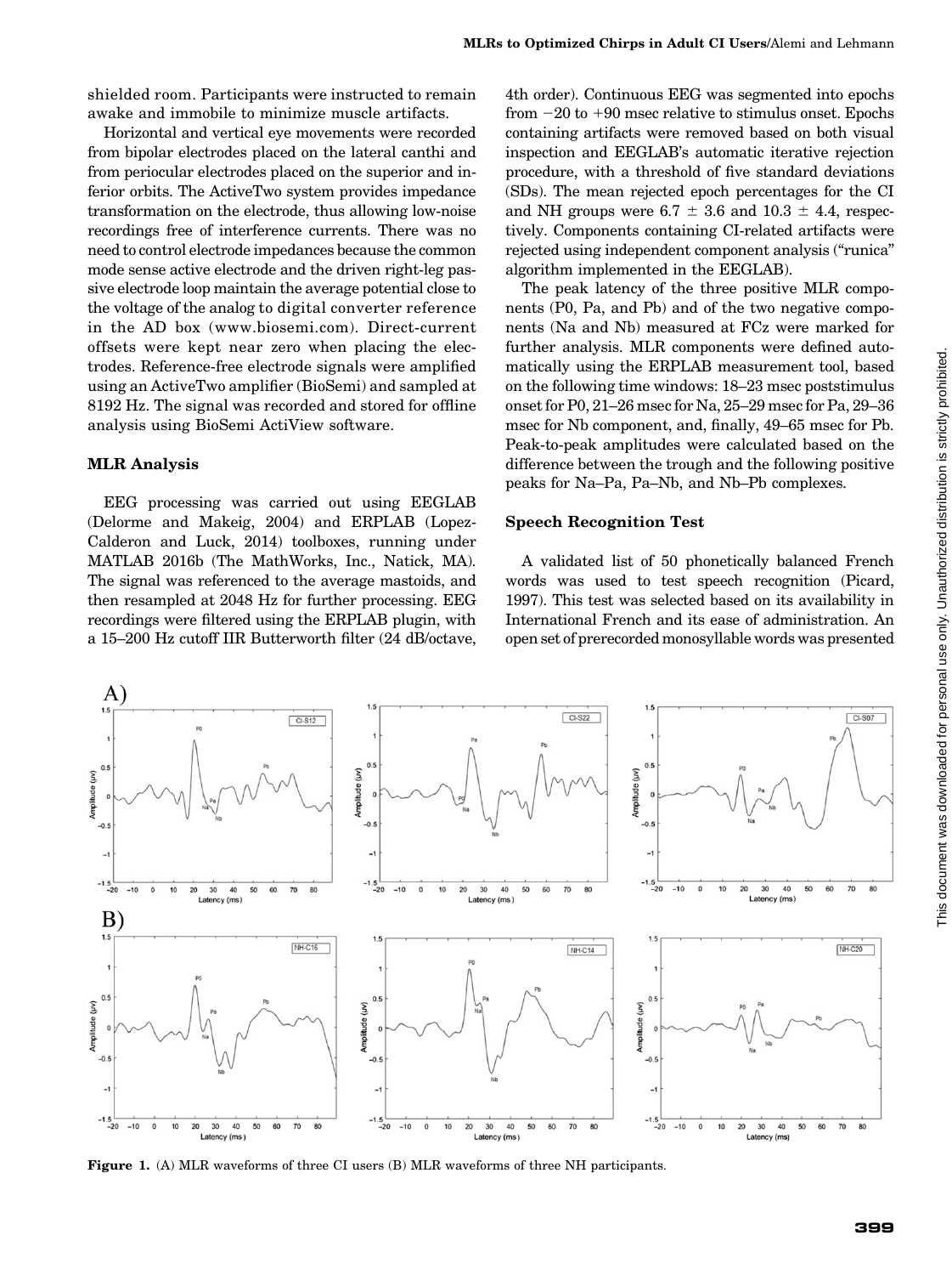shielded room. Participants were instructed to remain awake and immobile to minimize muscle artifacts.

Horizontal and vertical eye movements were recorded from bipolar electrodes placed on the lateral canthi and from periocular electrodes placed on the superior and inferior orbits. The ActiveTwo system provides impedance transformation on the electrode, thus allowing low-noise recordings free of interference currents. There was no need to control electrode impedances because the common mode sense active electrode and the driven right-leg passive electrode loop maintain the average potential close to the voltage of the analog to digital converter reference in the AD box (www.biosemi.com). Direct-current offsets were kept near zero when placing the electrodes. Reference-free electrode signals were amplified using an ActiveTwo amplifier (BioSemi) and sampled at 8192 Hz. The signal was recorded and stored for offline analysis using BioSemi ActiView software.

### MLR Analysis

EEG processing was carried out using EEGLAB (Delorme and Makeig, 2004) and ERPLAB (Lopez-Calderon and Luck, 2014) toolboxes, running under MATLAB 2016b (The MathWorks, Inc., Natick, MA). The signal was referenced to the average mastoids, and then resampled at 2048 Hz for further processing. EEG recordings were filtered using the ERPLAB plugin, with a 15–200 Hz cutoff IIR Butterworth filter (24 dB/octave, 4th order). Continuous EEG was segmented into epochs from −20 to +90 msec relative to stimulus onset. Epochs containing artifacts were removed based on both visual inspection and EEGLAB's automatic iterative rejection procedure, with a threshold of five standard deviations (SDs). The mean rejected epoch percentages for the CI and NH groups were 6.7 ± 3.6 and 10.3 ± 4.4, respectively. Components containing CI-related artifacts were rejected using independent component analysis ("runica" algorithm implemented in the EEGLAB).

The peak latency of the three positive MLR components (P0, Pa, and Pb) and of the two negative components (Na and Nb) measured at FCz were marked for further analysis. MLR components were defined automatically using the ERPLAB measurement tool, based on the following time windows: 18–23 msec poststimulus onset for P0, 21–26 msec for Na, 25–29 msec for Pa, 29–36 msec for Nb component, and, finally, 49–65 msec for Pb. Peak-to-peak amplitudes were calculated based on the difference between the trough and the following positive peaks for Na–Pa, Pa–Nb, and Nb–Pb complexes.

### Speech Recognition Test

A validated list of 50 phonetically balanced French words was used to test speech recognition (Picard, 1997). This test was selected based on its availability in International French and its ease of administration. An open set of prerecorded monosyllable words was presented

**Figure 1.** (A) MLR waveforms of three CI users (B) MLR waveforms of three NH participants.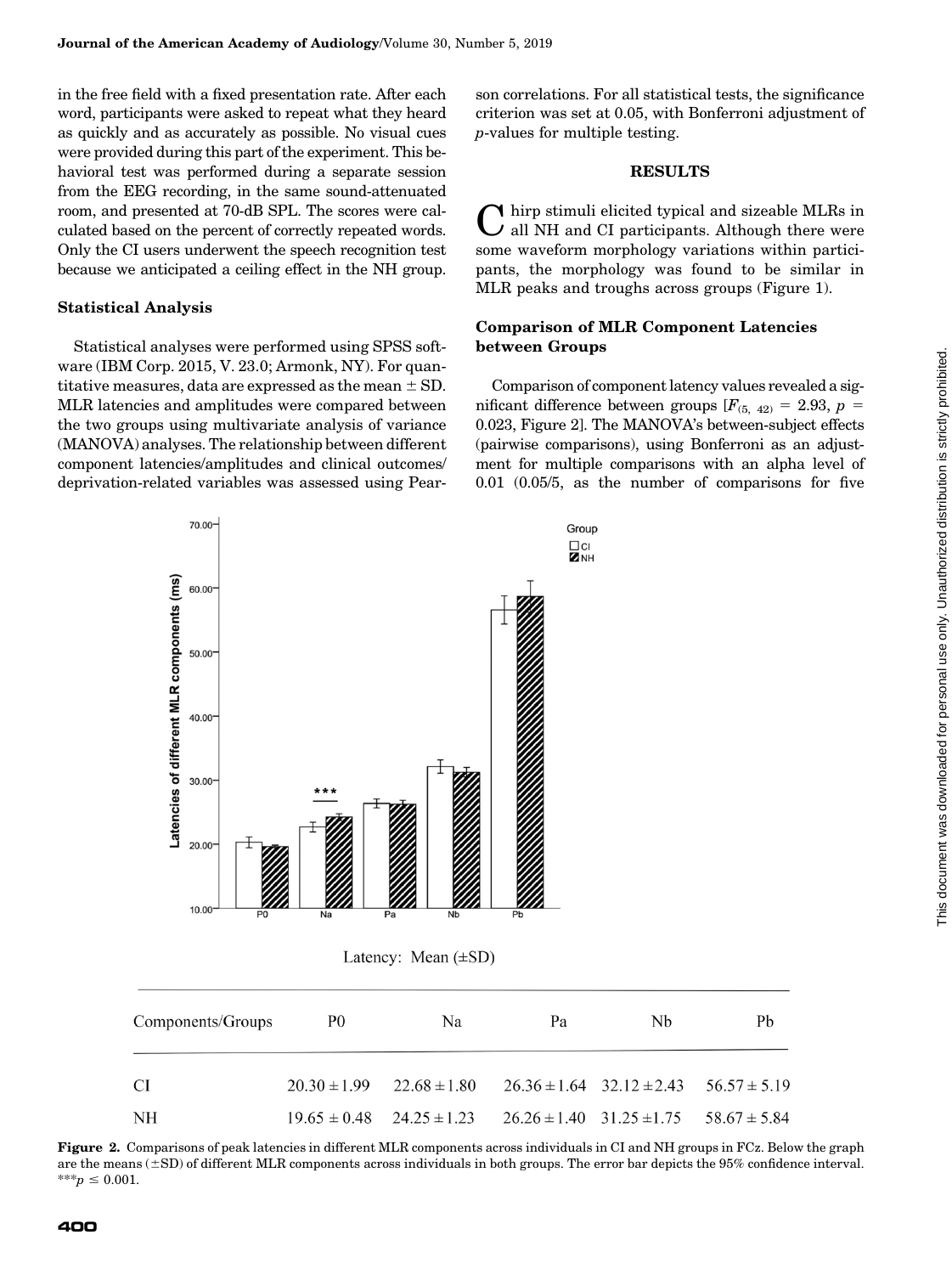in the free field with a fixed presentation rate. After each word, participants were asked to repeat what they heard as quickly and as accurately as possible. No visual cues were provided during this part of the experiment. This behavioral test was performed during a separate session from the EEG recording, in the same sound-attenuated room, and presented at 70-dB SPL. The scores were calculated based on the percent of correctly repeated words. Only the CI users underwent the speech recognition test because we anticipated a ceiling effect in the NH group.

### Statistical Analysis

Statistical analyses were performed using SPSS software (IBM Corp. 2015, V. 23.0; Armonk, NY). For quantitative measures, data are expressed as the mean ± SD. MLR latencies and amplitudes were compared between the two groups using multivariate analysis of variance (MANOVA) analyses. The relationship between different component latencies/amplitudes and clinical outcomes/deprivation-related variables was assessed using Pearson correlations. For all statistical tests, the significance criterion was set at 0.05, with Bonferroni adjustment of $p$-values for multiple testing.

## RESULTS

Chirp stimuli elicited typical and sizeable MLRs in all NH and CI participants. Although there were some waveform morphology variations within participants, the morphology was found to be similar in MLR peaks and troughs across groups (Figure 1).

### Comparison of MLR Component Latencies between Groups

Comparison of component latency values revealed a significant difference between groups [$F_{(5, 42)} = 2.93$, $p = 0.023$, Figure 2]. The MANOVA's between-subject effects (pairwise comparisons), using Bonferroni as an adjustment for multiple comparisons with an alpha level of 0.01 (0.05/5, as the number of comparisons for five

Latency: Mean (±SD)

| Components/Groups | P0 | Na | Pa | Nb | Pb |
|---|---|---|---|---|---|
| CI | 20.30 ± 1.99 | 22.68 ± 1.80 | 26.36 ± 1.64 | 32.12 ± 2.43 | 56.57 ± 5.19 |
| NH | 19.65 ± 0.48 | 24.25 ± 1.23 | 26.26 ± 1.40 | 31.25 ± 1.75 | 58.67 ± 5.84 |

**Figure 2.** Comparisons of peak latencies in different MLR components across individuals in CI and NH groups in FCz. Below the graph are the means (±SD) of different MLR components across individuals in both groups. The error bar depicts the 95% confidence interval. ***$p \leq 0.001$.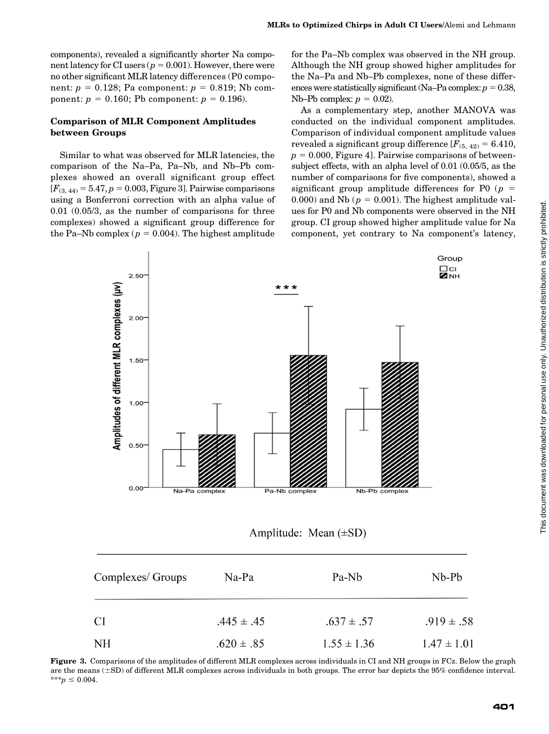components), revealed a significantly shorter Na component latency for CI users ($p = 0.001$). However, there were no other significant MLR latency differences (P0 component: $p = 0.128$; Pa component: $p = 0.819$; Nb component: $p = 0.160$; Pb component: $p = 0.196$).

### Comparison of MLR Component Amplitudes between Groups

Similar to what was observed for MLR latencies, the comparison of the Na–Pa, Pa–Nb, and Nb–Pb complexes showed an overall significant group effect [$F_{(3, 44)} = 5.47, p = 0.003$, Figure 3]. Pairwise comparisons using a Bonferroni correction with an alpha value of 0.01 (0.05/3, as the number of comparisons for three complexes) showed a significant group difference for the Pa–Nb complex ($p = 0.004$). The highest amplitude for the Pa–Nb complex was observed in the NH group. Although the NH group showed higher amplitudes for the Na–Pa and Nb–Pb complexes, none of these differences were statistically significant (Na–Pa complex: $p = 0.38$, Nb–Pb complex: $p = 0.02$).

As a complementary step, another MANOVA was conducted on the individual component amplitudes. Comparison of individual component amplitude values revealed a significant group difference [$F_{(5, 42)} = 6.410$, $p = 0.000$, Figure 4]. Pairwise comparisons of between-subject effects, with an alpha level of 0.01 (0.05/5, as the number of comparisons for five components), showed a significant group amplitude differences for P0 ($p = 0.000$) and Nb ($p = 0.001$). The highest amplitude values for P0 and Nb components were observed in the NH group. CI group showed higher amplitude value for Na component, yet contrary to Na component's latency,

Amplitude: Mean (±SD)

| Complexes/ Groups | Na-Pa | Pa-Nb | Nb-Pb |
|---|---|---|---|
| CI | .445 ± .45 | .637 ± .57 | .919 ± .58 |
| NH | .620 ± .85 | 1.55 ± 1.36 | 1.47 ± 1.01 |

**Figure 3.** Comparisons of the amplitudes of different MLR complexes across individuals in CI and NH groups in FCz. Below the graph are the means (±SD) of different MLR complexes across individuals in both groups. The error bar depicts the 95% confidence interval. ***$p \leq 0.004$.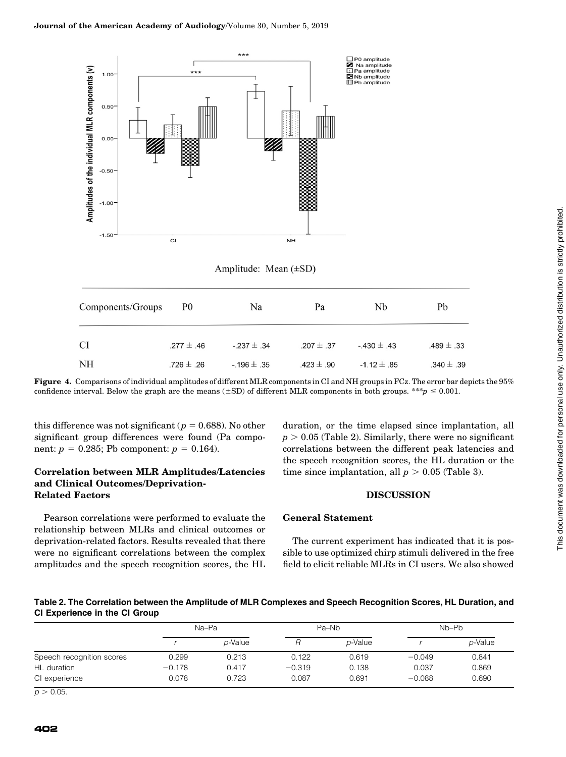Amplitude: Mean (±SD)

| Components/Groups | P0 | Na | Pa | Nb | Pb |
|---|---|---|---|---|---|
| CI | .277 ± .46 | -.237 ± .34 | .207 ± .37 | -.430 ± .43 | .489 ± .33 |
| NH | .726 ± .26 | -.196 ± .35 | .423 ± .90 | -1.12 ± .85 | .340 ± .39 |

**Figure 4.** Comparisons of individual amplitudes of different MLR components in CI and NH groups in FCz. The error bar depicts the 95% confidence interval. Below the graph are the means (±SD) of different MLR components in both groups. ***$p \leq 0.001$.

this difference was not significant ($p = 0.688$). No other significant group differences were found (Pa component: $p = 0.285$; Pb component: $p = 0.164$).

### Correlation between MLR Amplitudes/Latencies and Clinical Outcomes/Deprivation-Related Factors

Pearson correlations were performed to evaluate the relationship between MLRs and clinical outcomes or deprivation-related factors. Results revealed that there were no significant correlations between the complex amplitudes and the speech recognition scores, the HL duration, or the time elapsed since implantation, all $p > 0.05$ (Table 2). Similarly, there were no significant correlations between the different peak latencies and the speech recognition scores, the HL duration or the time since implantation, all $p > 0.05$ (Table 3).

## DISCUSSION

### General Statement

The current experiment has indicated that it is possible to use optimized chirp stimuli delivered in the free field to elicit reliable MLRs in CI users. We also showed

**Table 2. The Correlation between the Amplitude of MLR Complexes and Speech Recognition Scores, HL Duration, and CI Experience in the CI Group**

| | Na–Pa | | Pa–Nb | | Nb–Pb | |
|---|---|---|---|---|---|---|
| | *r* | *p*-Value | *R* | *p*-Value | *r* | *p*-Value |
| Speech recognition scores | 0.299 | 0.213 | 0.122 | 0.619 | −0.049 | 0.841 |
| HL duration | −0.178 | 0.417 | −0.319 | 0.138 | 0.037 | 0.869 |
| CI experience | 0.078 | 0.723 | 0.087 | 0.691 | −0.088 | 0.690 |

$p > 0.05$.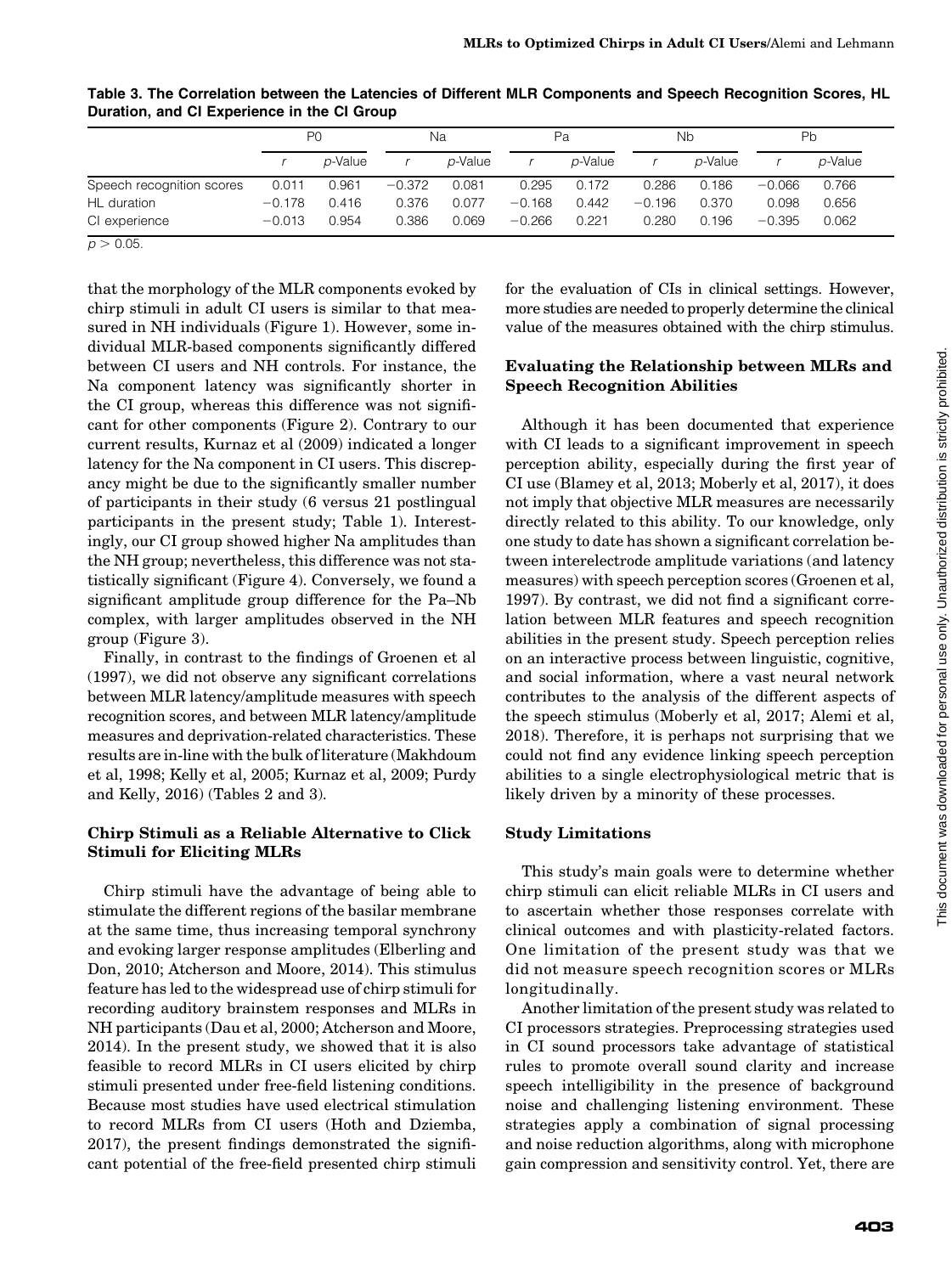**Table 3. The Correlation between the Latencies of Different MLR Components and Speech Recognition Scores, HL Duration, and CI Experience in the CI Group**

| | P0 | | Na | | Pa | | Nb | | Pb | |
|---|---|---|---|---|---|---|---|---|---|---|
| | *r* | *p*-Value | *r* | *p*-Value | *r* | *p*-Value | *r* | *p*-Value | *r* | *p*-Value |
| Speech recognition scores | 0.011 | 0.961 | −0.372 | 0.081 | 0.295 | 0.172 | 0.286 | 0.186 | −0.066 | 0.766 |
| HL duration | −0.178 | 0.416 | 0.376 | 0.077 | −0.168 | 0.442 | −0.196 | 0.370 | 0.098 | 0.656 |
| CI experience | −0.013 | 0.954 | 0.386 | 0.069 | −0.266 | 0.221 | 0.280 | 0.196 | −0.395 | 0.062 |

$p > 0.05$.

that the morphology of the MLR components evoked by chirp stimuli in adult CI users is similar to that measured in NH individuals (Figure 1). However, some individual MLR-based components significantly differed between CI users and NH controls. For instance, the Na component latency was significantly shorter in the CI group, whereas this difference was not significant for other components (Figure 2). Contrary to our current results, Kurnaz et al (2009) indicated a longer latency for the Na component in CI users. This discrepancy might be due to the significantly smaller number of participants in their study (6 versus 21 postlingual participants in the present study; Table 1). Interestingly, our CI group showed higher Na amplitudes than the NH group; nevertheless, this difference was not statistically significant (Figure 4). Conversely, we found a significant amplitude group difference for the Pa–Nb complex, with larger amplitudes observed in the NH group (Figure 3).

Finally, in contrast to the findings of Groenen et al (1997), we did not observe any significant correlations between MLR latency/amplitude measures with speech recognition scores, and between MLR latency/amplitude measures and deprivation-related characteristics. These results are in-line with the bulk of literature (Makhdoum et al, 1998; Kelly et al, 2005; Kurnaz et al, 2009; Purdy and Kelly, 2016) (Tables 2 and 3).

### Chirp Stimuli as a Reliable Alternative to Click Stimuli for Eliciting MLRs

Chirp stimuli have the advantage of being able to stimulate the different regions of the basilar membrane at the same time, thus increasing temporal synchrony and evoking larger response amplitudes (Elberling and Don, 2010; Atcherson and Moore, 2014). This stimulus feature has led to the widespread use of chirp stimuli for recording auditory brainstem responses and MLRs in NH participants (Dau et al, 2000; Atcherson and Moore, 2014). In the present study, we showed that it is also feasible to record MLRs in CI users elicited by chirp stimuli presented under free-field listening conditions. Because most studies have used electrical stimulation to record MLRs from CI users (Hoth and Dziemba, 2017), the present findings demonstrated the significant potential of the free-field presented chirp stimuli for the evaluation of CIs in clinical settings. However, more studies are needed to properly determine the clinical value of the measures obtained with the chirp stimulus.

### Evaluating the Relationship between MLRs and Speech Recognition Abilities

Although it has been documented that experience with CI leads to a significant improvement in speech perception ability, especially during the first year of CI use (Blamey et al, 2013; Moberly et al, 2017), it does not imply that objective MLR measures are necessarily directly related to this ability. To our knowledge, only one study to date has shown a significant correlation between interelectrode amplitude variations (and latency measures) with speech perception scores (Groenen et al, 1997). By contrast, we did not find a significant correlation between MLR features and speech recognition abilities in the present study. Speech perception relies on an interactive process between linguistic, cognitive, and social information, where a vast neural network contributes to the analysis of the different aspects of the speech stimulus (Moberly et al, 2017; Alemi et al, 2018). Therefore, it is perhaps not surprising that we could not find any evidence linking speech perception abilities to a single electrophysiological metric that is likely driven by a minority of these processes.

### Study Limitations

This study's main goals were to determine whether chirp stimuli can elicit reliable MLRs in CI users and to ascertain whether those responses correlate with clinical outcomes and with plasticity-related factors. One limitation of the present study was that we did not measure speech recognition scores or MLRs longitudinally.

Another limitation of the present study was related to CI processors strategies. Preprocessing strategies used in CI sound processors take advantage of statistical rules to promote overall sound clarity and increase speech intelligibility in the presence of background noise and challenging listening environment. These strategies apply a combination of signal processing and noise reduction algorithms, along with microphone gain compression and sensitivity control. Yet, there are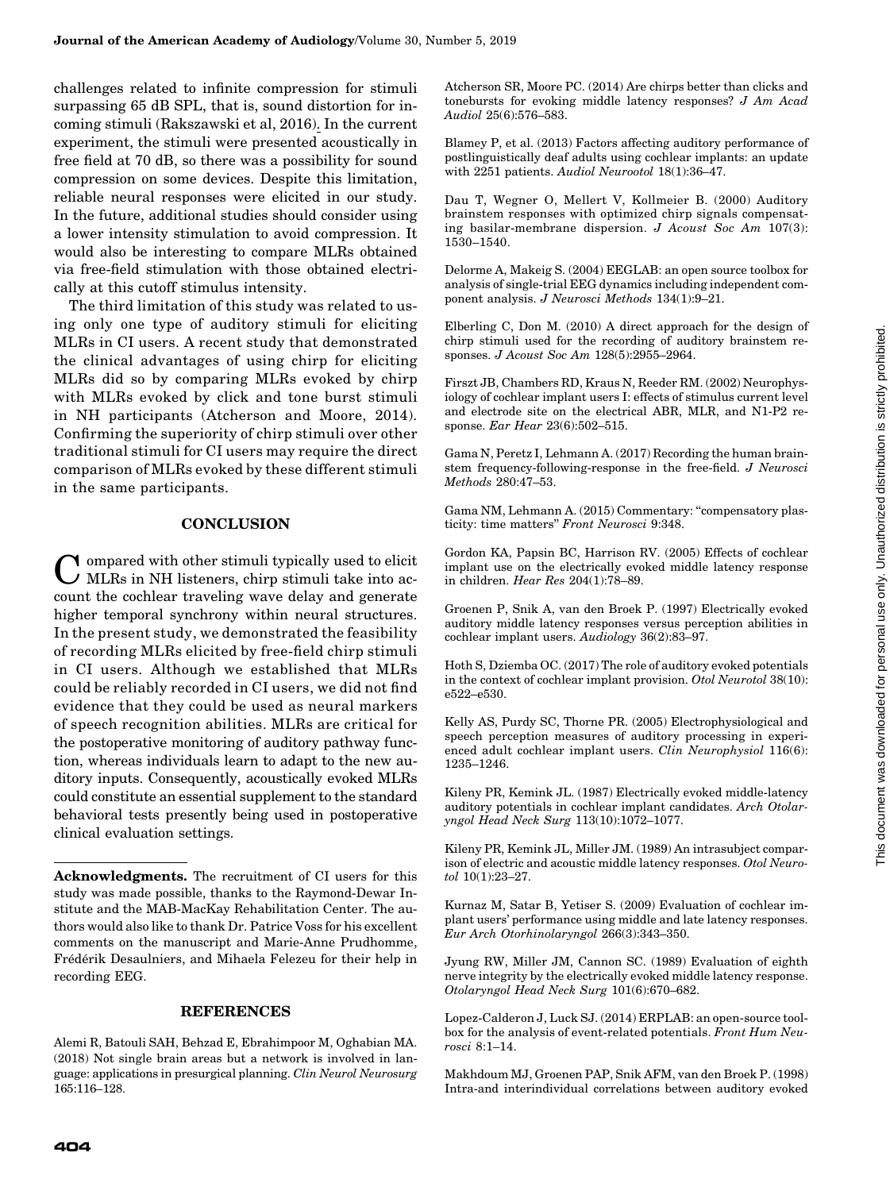challenges related to infinite compression for stimuli surpassing 65 dB SPL, that is, sound distortion for incoming stimuli (Rakszawski et al, 2016). In the current experiment, the stimuli were presented acoustically in free field at 70 dB, so there was a possibility for sound compression on some devices. Despite this limitation, reliable neural responses were elicited in our study. In the future, additional studies should consider using a lower intensity stimulation to avoid compression. It would also be interesting to compare MLRs obtained via free-field stimulation with those obtained electrically at this cutoff stimulus intensity.

The third limitation of this study was related to using only one type of auditory stimuli for eliciting MLRs in CI users. A recent study that demonstrated the clinical advantages of using chirp for eliciting MLRs did so by comparing MLRs evoked by chirp with MLRs evoked by click and tone burst stimuli in NH participants (Atcherson and Moore, 2014). Confirming the superiority of chirp stimuli over other traditional stimuli for CI users may require the direct comparison of MLRs evoked by these different stimuli in the same participants.

## CONCLUSION

Compared with other stimuli typically used to elicit MLRs in NH listeners, chirp stimuli take into account the cochlear traveling wave delay and generate higher temporal synchrony within neural structures. In the present study, we demonstrated the feasibility of recording MLRs elicited by free-field chirp stimuli in CI users. Although we established that MLRs could be reliably recorded in CI users, we did not find evidence that they could be used as neural markers of speech recognition abilities. MLRs are critical for the postoperative monitoring of auditory pathway function, whereas individuals learn to adapt to the new auditory inputs. Consequently, acoustically evoked MLRs could constitute an essential supplement to the standard behavioral tests presently being used in postoperative clinical evaluation settings.

**Acknowledgments.** The recruitment of CI users for this study was made possible, thanks to the Raymond-Dewar Institute and the MAB-MacKay Rehabilitation Center. The authors would also like to thank Dr. Patrice Voss for his excellent comments on the manuscript and Marie-Anne Prudhomme, Frédérik Desaulniers, and Mihaela Felezeu for their help in recording EEG.

## REFERENCES

Alemi R, Batouli SAH, Behzad E, Ebrahimpoor M, Oghabian MA. (2018) Not single brain areas but a network is involved in language: applications in presurgical planning. *Clin Neurol Neurosurg* 165:116–128.

Atcherson SR, Moore PC. (2014) Are chirps better than clicks and tonebursts for evoking middle latency responses? *J Am Acad Audiol* 25(6):576–583.

Blamey P, et al. (2013) Factors affecting auditory performance of postlinguistically deaf adults using cochlear implants: an update with 2251 patients. *Audiol Neurootol* 18(1):36–47.

Dau T, Wegner O, Mellert V, Kollmeier B. (2000) Auditory brainstem responses with optimized chirp signals compensating basilar-membrane dispersion. *J Acoust Soc Am* 107(3): 1530–1540.

Delorme A, Makeig S. (2004) EEGLAB: an open source toolbox for analysis of single-trial EEG dynamics including independent component analysis. *J Neurosci Methods* 134(1):9–21.

Elberling C, Don M. (2010) A direct approach for the design of chirp stimuli used for the recording of auditory brainstem responses. *J Acoust Soc Am* 128(5):2955–2964.

Firszt JB, Chambers RD, Kraus N, Reeder RM. (2002) Neurophysiology of cochlear implant users I: effects of stimulus current level and electrode site on the electrical ABR, MLR, and N1-P2 response. *Ear Hear* 23(6):502–515.

Gama N, Peretz I, Lehmann A. (2017) Recording the human brainstem frequency-following-response in the free-field. *J Neurosci Methods* 280:47–53.

Gama NM, Lehmann A. (2015) Commentary: "compensatory plasticity: time matters" *Front Neurosci* 9:348.

Gordon KA, Papsin BC, Harrison RV. (2005) Effects of cochlear implant use on the electrically evoked middle latency response in children. *Hear Res* 204(1):78–89.

Groenen P, Snik A, van den Broek P. (1997) Electrically evoked auditory middle latency responses versus perception abilities in cochlear implant users. *Audiology* 36(2):83–97.

Hoth S, Dziemba OC. (2017) The role of auditory evoked potentials in the context of cochlear implant provision. *Otol Neurotol* 38(10): e522–e530.

Kelly AS, Purdy SC, Thorne PR. (2005) Electrophysiological and speech perception measures of auditory processing in experienced adult cochlear implant users. *Clin Neurophysiol* 116(6): 1235–1246.

Kileny PR, Kemink JL. (1987) Electrically evoked middle-latency auditory potentials in cochlear implant candidates. *Arch Otolaryngol Head Neck Surg* 113(10):1072–1077.

Kileny PR, Kemink JL, Miller JM. (1989) An intrasubject comparison of electric and acoustic middle latency responses. *Otol Neurotol* 10(1):23–27.

Kurnaz M, Satar B, Yetiser S. (2009) Evaluation of cochlear implant users' performance using middle and late latency responses. *Eur Arch Otorhinolaryngol* 266(3):343–350.

Jyung RW, Miller JM, Cannon SC. (1989) Evaluation of eighth nerve integrity by the electrically evoked middle latency response. *Otolaryngol Head Neck Surg* 101(6):670–682.

Lopez-Calderon J, Luck SJ. (2014) ERPLAB: an open-source toolbox for the analysis of event-related potentials. *Front Hum Neurosci* 8:1–14.

Makhdoum MJ, Groenen PAP, Snik AFM, van den Broek P. (1998) Intra-and interindividual correlations between auditory evoked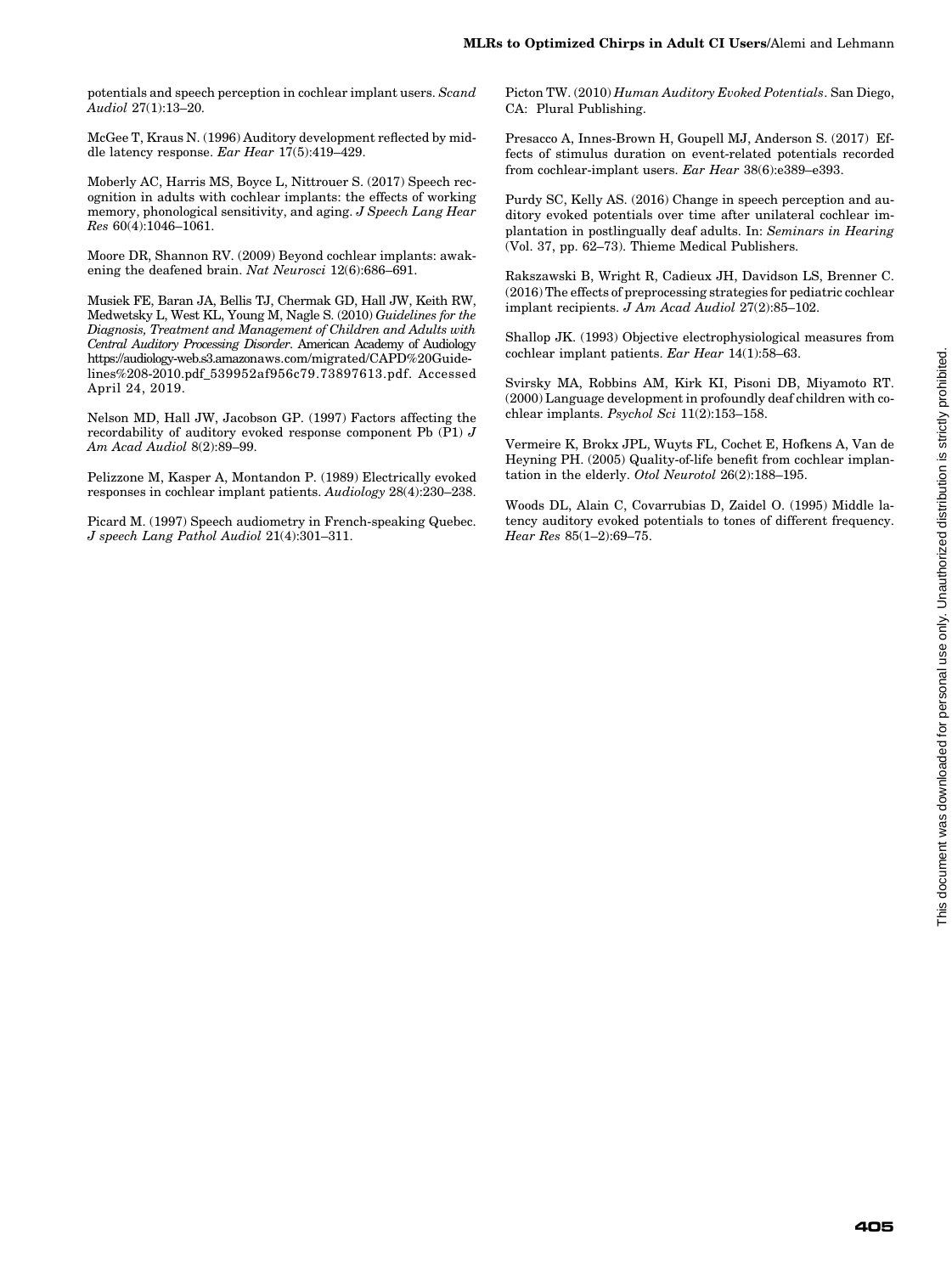potentials and speech perception in cochlear implant users. *Scand Audiol* 27(1):13–20.

McGee T, Kraus N. (1996) Auditory development reflected by middle latency response. *Ear Hear* 17(5):419–429.

Moberly AC, Harris MS, Boyce L, Nittrouer S. (2017) Speech recognition in adults with cochlear implants: the effects of working memory, phonological sensitivity, and aging. *J Speech Lang Hear Res* 60(4):1046–1061.

Moore DR, Shannon RV. (2009) Beyond cochlear implants: awakening the deafened brain. *Nat Neurosci* 12(6):686–691.

Musiek FE, Baran JA, Bellis TJ, Chermak GD, Hall JW, Keith RW, Medwetsky L, West KL, Young M, Nagle S. (2010) *Guidelines for the Diagnosis, Treatment and Management of Children and Adults with Central Auditory Processing Disorder*. American Academy of Audiology https://audiology-web.s3.amazonaws.com/migrated/CAPD%20Guidelines%208-2010.pdf_539952af956c79.73897613.pdf. Accessed April 24, 2019.

Nelson MD, Hall JW, Jacobson GP. (1997) Factors affecting the recordability of auditory evoked response component Pb (P1) *J Am Acad Audiol* 8(2):89–99.

Pelizzone M, Kasper A, Montandon P. (1989) Electrically evoked responses in cochlear implant patients. *Audiology* 28(4):230–238.

Picard M. (1997) Speech audiometry in French-speaking Quebec. *J speech Lang Pathol Audiol* 21(4):301–311.

Picton TW. (2010) *Human Auditory Evoked Potentials*. San Diego, CA: Plural Publishing.

Presacco A, Innes-Brown H, Goupell MJ, Anderson S. (2017) Effects of stimulus duration on event-related potentials recorded from cochlear-implant users. *Ear Hear* 38(6):e389–e393.

Purdy SC, Kelly AS. (2016) Change in speech perception and auditory evoked potentials over time after unilateral cochlear implantation in postlingually deaf adults. In: *Seminars in Hearing* (Vol. 37, pp. 62–73). Thieme Medical Publishers.

Rakszawski B, Wright R, Cadieux JH, Davidson LS, Brenner C. (2016) The effects of preprocessing strategies for pediatric cochlear implant recipients. *J Am Acad Audiol* 27(2):85–102.

Shallop JK. (1993) Objective electrophysiological measures from cochlear implant patients. *Ear Hear* 14(1):58–63.

Svirsky MA, Robbins AM, Kirk KI, Pisoni DB, Miyamoto RT. (2000) Language development in profoundly deaf children with cochlear implants. *Psychol Sci* 11(2):153–158.

Vermeire K, Brokx JPL, Wuyts FL, Cochet E, Hofkens A, Van de Heyning PH. (2005) Quality-of-life benefit from cochlear implantation in the elderly. *Otol Neurotol* 26(2):188–195.

Woods DL, Alain C, Covarrubias D, Zaidel O. (1995) Middle latency auditory evoked potentials to tones of different frequency. *Hear Res* 85(1–2):69–75.